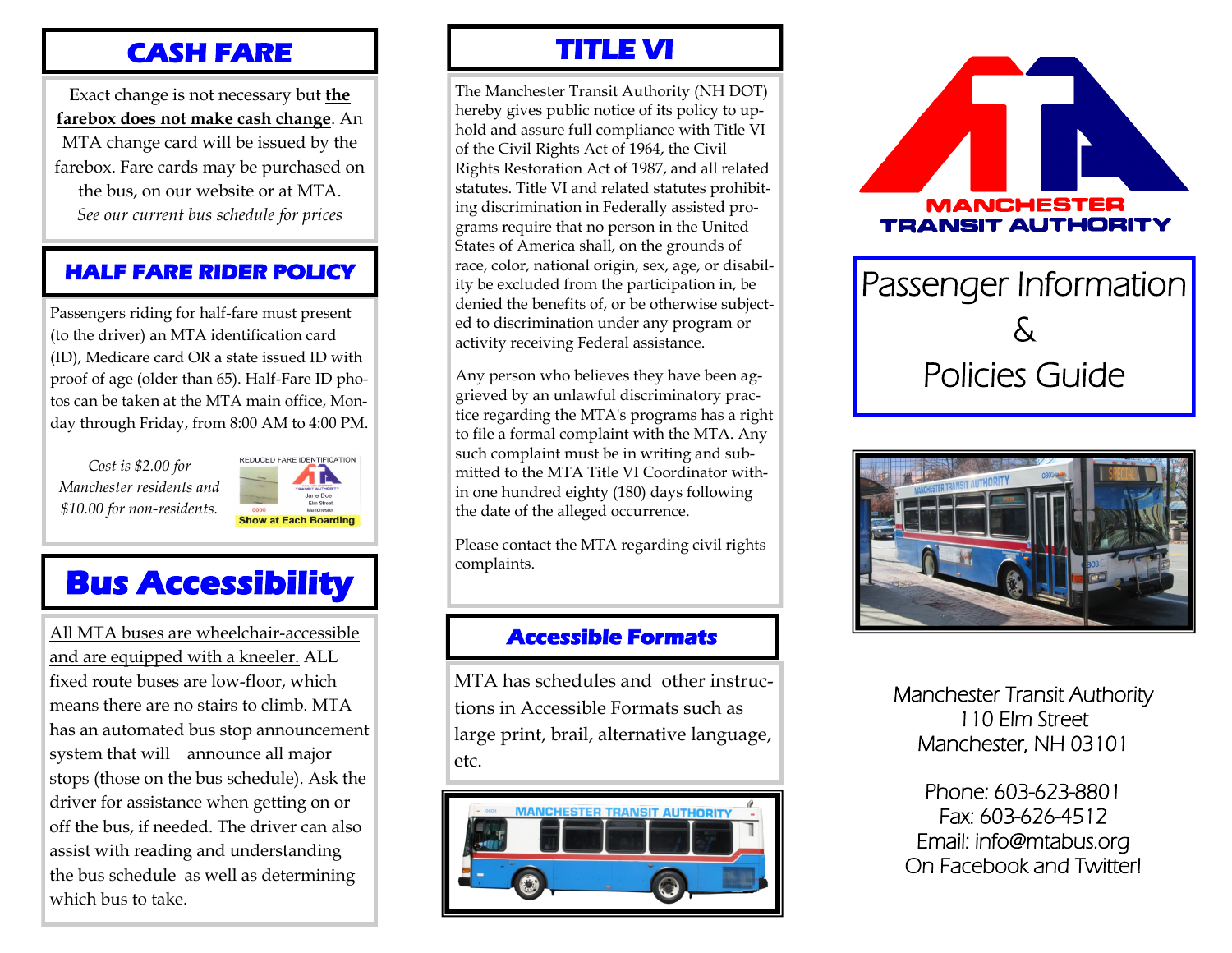## CASH FARE

Exact change is not necessary but **the farebox does not make cash change**. An MTA change card will be issued by the farebox. Fare cards may be purchased on the bus, on our website or at MTA.

*See our current bus schedule for prices*

## HALF FARE RIDER POLICY

Passengers riding for half-fare must present (to the driver) an MTA identification card (ID), Medicare card OR a state issued ID with proof of age (older than 65). Half-Fare ID photos can be taken at the MTA main office, Monday through Friday, from 8:00 AM to 4:00 PM.

*Cost is $2.00 for Manchester residents and $10.00 for non-residents.*

REDUCED FARE IDENTIFICATION

Jane Doe
Elm Street
Manchester
0000

Show at Each Boarding

## Bus Accessibility

All MTA buses are wheelchair-accessible and are equipped with a kneeler. ALL fixed route buses are low-floor, which means there are no stairs to climb. MTA has an automated bus stop announcement system that will announce all major stops (those on the bus schedule). Ask the driver for assistance when getting on or off the bus, if needed. The driver can also assist with reading and understanding the bus schedule as well as determining which bus to take.

## TITLE VI

The Manchester Transit Authority (NH DOT) hereby gives public notice of its policy to uphold and assure full compliance with Title VI of the Civil Rights Act of 1964, the Civil Rights Restoration Act of 1987, and all related statutes. Title VI and related statutes prohibiting discrimination in Federally assisted programs require that no person in the United States of America shall, on the grounds of race, color, national origin, sex, age, or disability be excluded from the participation in, be denied the benefits of, or be otherwise subjected to discrimination under any program or activity receiving Federal assistance.

Any person who believes they have been aggrieved by an unlawful discriminatory practice regarding the MTA's programs has a right to file a formal complaint with the MTA. Any such complaint must be in writing and submitted to the MTA Title VI Coordinator within one hundred eighty (180) days following the date of the alleged occurrence.

Please contact the MTA regarding civil rights complaints.

## Accessible Formats

MTA has schedules and other instructions in Accessible Formats such as large print, brail, alternative language, etc.

MANCHESTER TRANSIT AUTHORITY

# Passenger Information & Policies Guide

Manchester Transit Authority
110 Elm Street
Manchester, NH 03101

Phone: 603-623-8801
Fax: 603-626-4512
Email: info@mtabus.org
On Facebook and Twitter!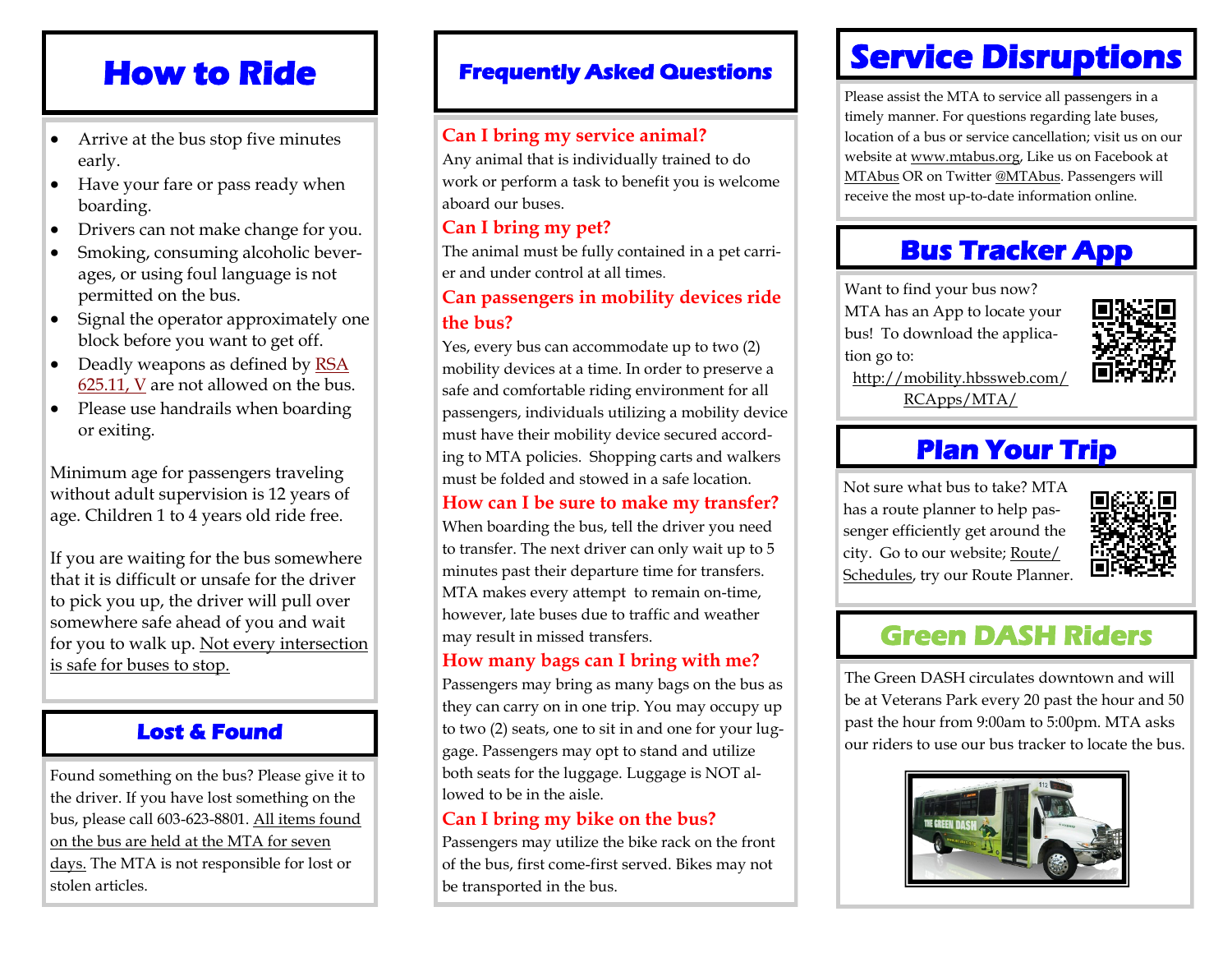# How to Ride

- Arrive at the bus stop five minutes early.
- Have your fare or pass ready when boarding.
- Drivers can not make change for you.
- Smoking, consuming alcoholic beverages, or using foul language is not permitted on the bus.
- Signal the operator approximately one block before you want to get off.
- Deadly weapons as defined by RSA 625.11, V are not allowed on the bus.
- Please use handrails when boarding or exiting.

Minimum age for passengers traveling without adult supervision is 12 years of age. Children 1 to 4 years old ride free.

If you are waiting for the bus somewhere that it is difficult or unsafe for the driver to pick you up, the driver will pull over somewhere safe ahead of you and wait for you to walk up. Not every intersection is safe for buses to stop.

# Lost & Found

Found something on the bus? Please give it to the driver. If you have lost something on the bus, please call 603-623-8801. All items found on the bus are held at the MTA for seven days. The MTA is not responsible for lost or stolen articles.

# Frequently Asked Questions

### Can I bring my service animal?

Any animal that is individually trained to do work or perform a task to benefit you is welcome aboard our buses.

### Can I bring my pet?

The animal must be fully contained in a pet carrier and under control at all times.

### Can passengers in mobility devices ride the bus?

Yes, every bus can accommodate up to two (2) mobility devices at a time. In order to preserve a safe and comfortable riding environment for all passengers, individuals utilizing a mobility device must have their mobility device secured according to MTA policies. Shopping carts and walkers must be folded and stowed in a safe location.

### How can I be sure to make my transfer?

When boarding the bus, tell the driver you need to transfer. The next driver can only wait up to 5 minutes past their departure time for transfers. MTA makes every attempt to remain on-time, however, late buses due to traffic and weather may result in missed transfers.

### How many bags can I bring with me?

Passengers may bring as many bags on the bus as they can carry on in one trip. You may occupy up to two (2) seats, one to sit in and one for your luggage. Passengers may opt to stand and utilize both seats for the luggage. Luggage is NOT allowed to be in the aisle.

### Can I bring my bike on the bus?

Passengers may utilize the bike rack on the front of the bus, first come-first served. Bikes may not be transported in the bus.

# Service Disruptions

Please assist the MTA to service all passengers in a timely manner. For questions regarding late buses, location of a bus or service cancellation; visit us on our website at www.mtabus.org, Like us on Facebook at MTAbus OR on Twitter @MTAbus. Passengers will receive the most up-to-date information online.

# Bus Tracker App

Want to find your bus now? MTA has an App to locate your bus! To download the application go to:

http://mobility.hbssweb.com/RCApps/MTA/

# Plan Your Trip

Not sure what bus to take? MTA has a route planner to help passenger efficiently get around the city. Go to our website; Route/Schedules, try our Route Planner.

# Green DASH Riders

The Green DASH circulates downtown and will be at Veterans Park every 20 past the hour and 50 past the hour from 9:00am to 5:00pm. MTA asks our riders to use our bus tracker to locate the bus.